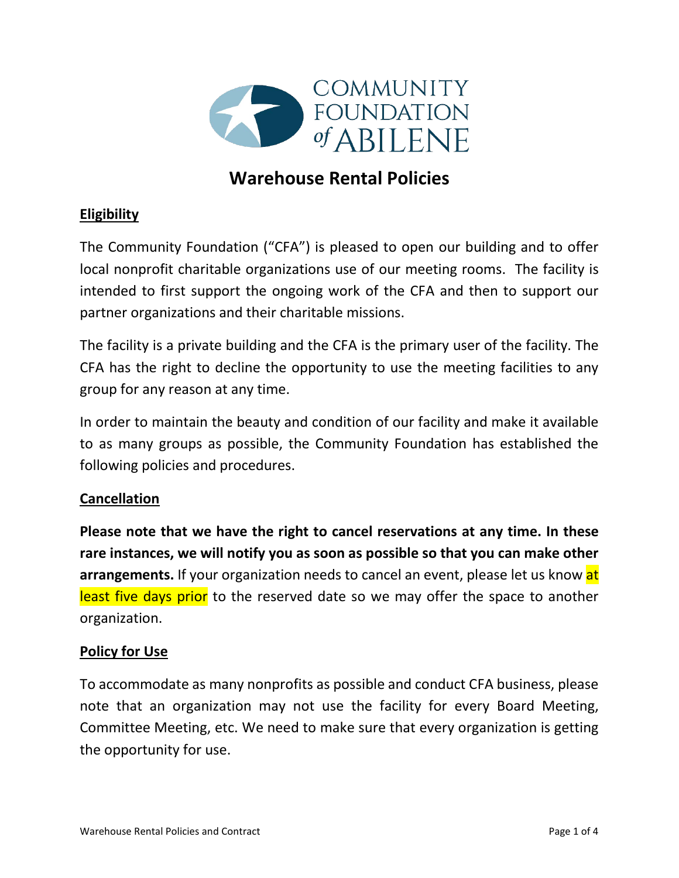COMMUNITY FOUNDATION of ABILENE

# Warehouse Rental Policies

## Eligibility

The Community Foundation ("CFA") is pleased to open our building and to offer local nonprofit charitable organizations use of our meeting rooms. The facility is intended to first support the ongoing work of the CFA and then to support our partner organizations and their charitable missions.

The facility is a private building and the CFA is the primary user of the facility. The CFA has the right to decline the opportunity to use the meeting facilities to any group for any reason at any time.

In order to maintain the beauty and condition of our facility and make it available to as many groups as possible, the Community Foundation has established the following policies and procedures.

## Cancellation

**Please note that we have the right to cancel reservations at any time. In these rare instances, we will notify you as soon as possible so that you can make other arrangements.** If your organization needs to cancel an event, please let us know at least five days prior to the reserved date so we may offer the space to another organization.

## Policy for Use

To accommodate as many nonprofits as possible and conduct CFA business, please note that an organization may not use the facility for every Board Meeting, Committee Meeting, etc. We need to make sure that every organization is getting the opportunity for use.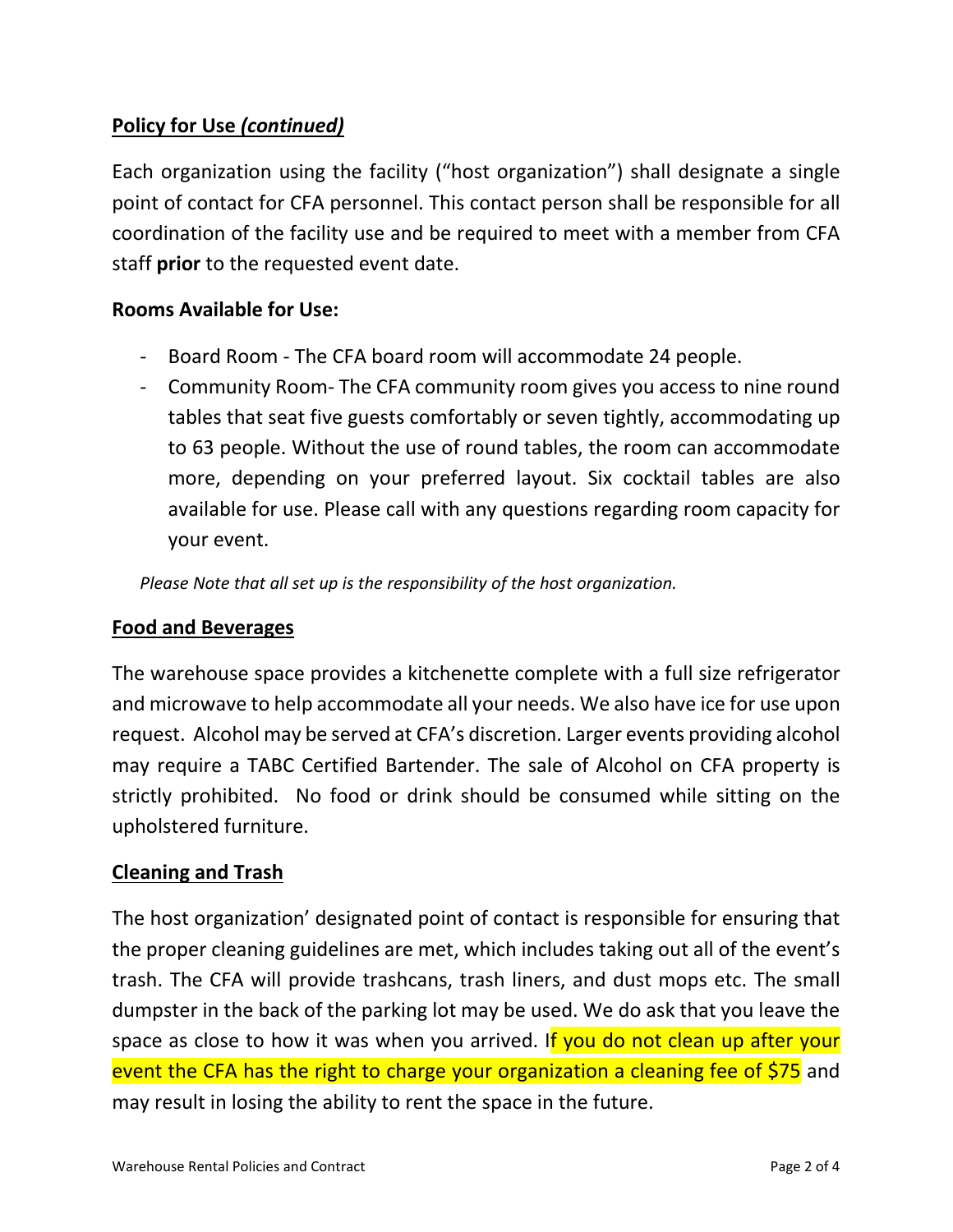## **Policy for Use *(continued)***

Each organization using the facility ("host organization") shall designate a single point of contact for CFA personnel. This contact person shall be responsible for all coordination of the facility use and be required to meet with a member from CFA staff **prior** to the requested event date.

### Rooms Available for Use:

- Board Room - The CFA board room will accommodate 24 people.
- Community Room- The CFA community room gives you access to nine round tables that seat five guests comfortably or seven tightly, accommodating up to 63 people. Without the use of round tables, the room can accommodate more, depending on your preferred layout. Six cocktail tables are also available for use. Please call with any questions regarding room capacity for your event.

*Please Note that all set up is the responsibility of the host organization.*

## **Food and Beverages**

The warehouse space provides a kitchenette complete with a full size refrigerator and microwave to help accommodate all your needs. We also have ice for use upon request. Alcohol may be served at CFA's discretion. Larger events providing alcohol may require a TABC Certified Bartender. The sale of Alcohol on CFA property is strictly prohibited. No food or drink should be consumed while sitting on the upholstered furniture.

## **Cleaning and Trash**

The host organization' designated point of contact is responsible for ensuring that the proper cleaning guidelines are met, which includes taking out all of the event's trash. The CFA will provide trashcans, trash liners, and dust mops etc. The small dumpster in the back of the parking lot may be used. We do ask that you leave the space as close to how it was when you arrived. If you do not clean up after your event the CFA has the right to charge your organization a cleaning fee of $75 and may result in losing the ability to rent the space in the future.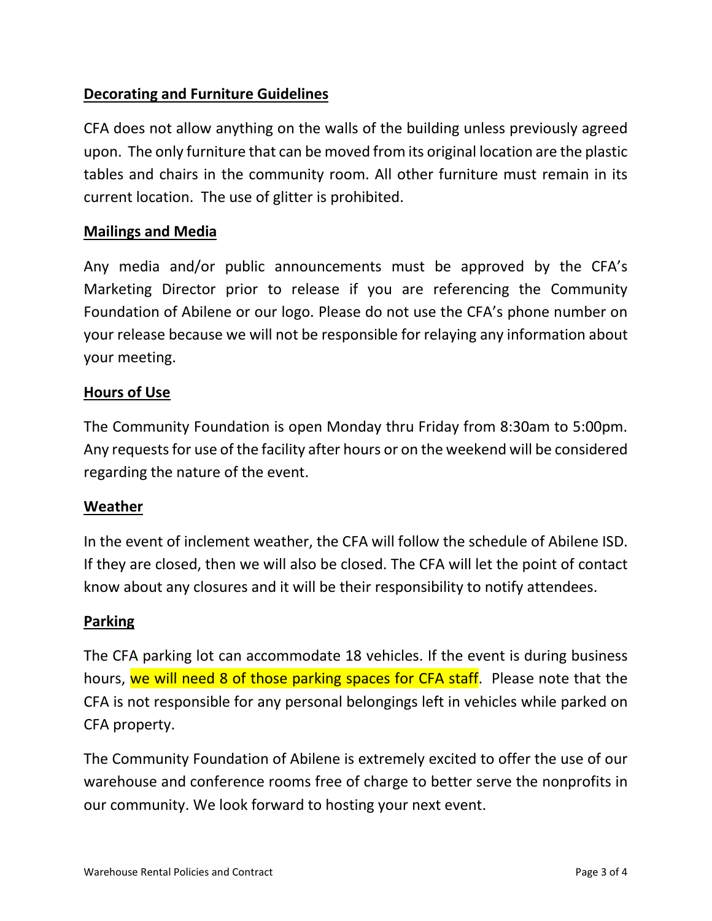## Decorating and Furniture Guidelines

CFA does not allow anything on the walls of the building unless previously agreed upon. The only furniture that can be moved from its original location are the plastic tables and chairs in the community room. All other furniture must remain in its current location. The use of glitter is prohibited.

## Mailings and Media

Any media and/or public announcements must be approved by the CFA's Marketing Director prior to release if you are referencing the Community Foundation of Abilene or our logo. Please do not use the CFA's phone number on your release because we will not be responsible for relaying any information about your meeting.

## Hours of Use

The Community Foundation is open Monday thru Friday from 8:30am to 5:00pm. Any requests for use of the facility after hours or on the weekend will be considered regarding the nature of the event.

## Weather

In the event of inclement weather, the CFA will follow the schedule of Abilene ISD. If they are closed, then we will also be closed. The CFA will let the point of contact know about any closures and it will be their responsibility to notify attendees.

## Parking

The CFA parking lot can accommodate 18 vehicles. If the event is during business hours, we will need 8 of those parking spaces for CFA staff. Please note that the CFA is not responsible for any personal belongings left in vehicles while parked on CFA property.

The Community Foundation of Abilene is extremely excited to offer the use of our warehouse and conference rooms free of charge to better serve the nonprofits in our community. We look forward to hosting your next event.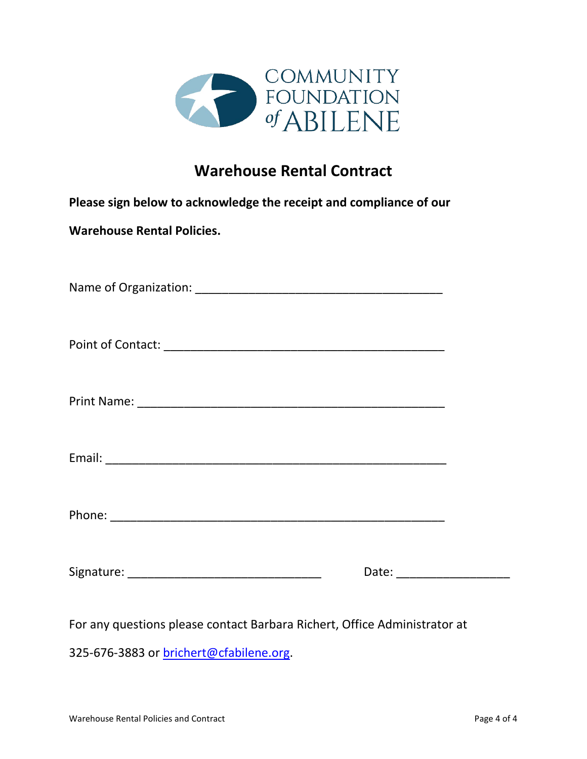COMMUNITY FOUNDATION of ABILENE

# Warehouse Rental Contract

**Please sign below to acknowledge the receipt and compliance of our Warehouse Rental Policies.**

Name of Organization: ______________________________________

Point of Contact: ___________________________________________

Print Name: _______________________________________________

Email: ____________________________________________________

Phone: ___________________________________________________

Signature: _____________________________ Date: _________________

For any questions please contact Barbara Richert, Office Administrator at 325-676-3883 or brichert@cfabilene.org.